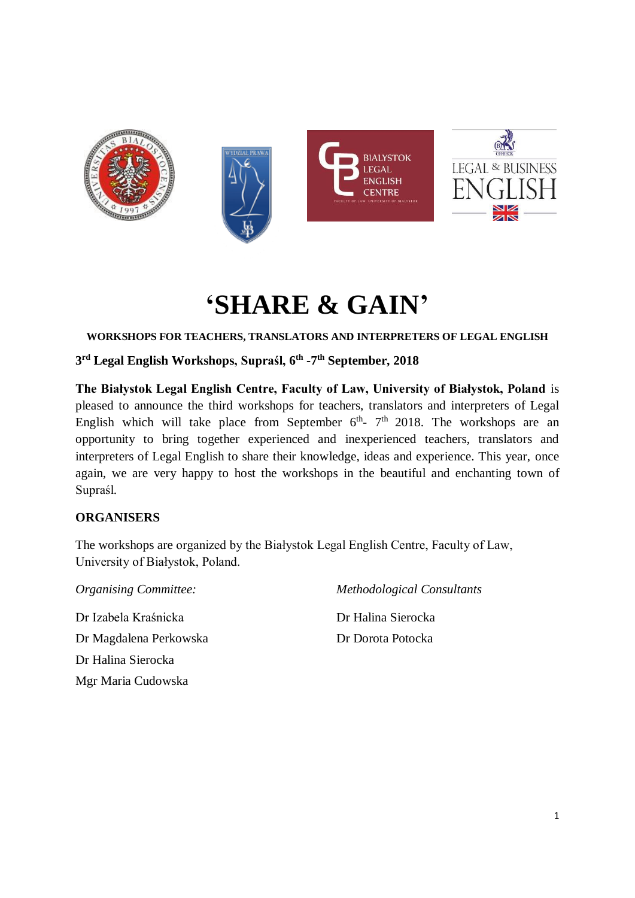# ‘SHARE & GAIN’

**WORKSHOPS FOR TEACHERS, TRANSLATORS AND INTERPRETERS OF LEGAL ENGLISH**

**3rd Legal English Workshops, Supraśl, 6th -7th September, 2018**

**The Białystok Legal English Centre, Faculty of Law, University of Białystok, Poland** is pleased to announce the third workshops for teachers, translators and interpreters of Legal English which will take place from September 6th- 7th 2018. The workshops are an opportunity to bring together experienced and inexperienced teachers, translators and interpreters of Legal English to share their knowledge, ideas and experience. This year, once again, we are very happy to host the workshops in the beautiful and enchanting town of Supraśl.

## ORGANISERS

The workshops are organized by the Białystok Legal English Centre, Faculty of Law, University of Białystok, Poland.

*Organising Committee:*

Dr Izabela Kraśnicka
Dr Magdalena Perkowska
Dr Halina Sierocka
Mgr Maria Cudowska

*Methodological Consultants*

Dr Halina Sierocka
Dr Dorota Potocka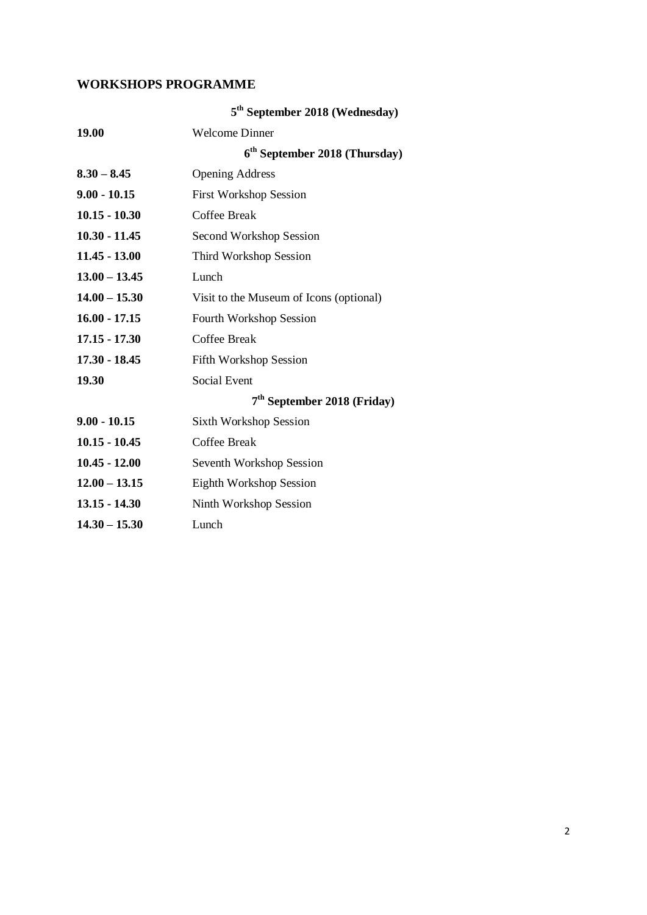## WORKSHOPS PROGRAMME

### 5th September 2018 (Wednesday)

| | |
|---|---|
| **19.00** | Welcome Dinner |

### 6th September 2018 (Thursday)

| | |
|---|---|
| **8.30 – 8.45** | Opening Address |
| **9.00 - 10.15** | First Workshop Session |
| **10.15 - 10.30** | Coffee Break |
| **10.30 - 11.45** | Second Workshop Session |
| **11.45 - 13.00** | Third Workshop Session |
| **13.00 – 13.45** | Lunch |
| **14.00 – 15.30** | Visit to the Museum of Icons (optional) |
| **16.00 - 17.15** | Fourth Workshop Session |
| **17.15 - 17.30** | Coffee Break |
| **17.30 - 18.45** | Fifth Workshop Session |
| **19.30** | Social Event |

### 7th September 2018 (Friday)

| | |
|---|---|
| **9.00 - 10.15** | Sixth Workshop Session |
| **10.15 - 10.45** | Coffee Break |
| **10.45 - 12.00** | Seventh Workshop Session |
| **12.00 – 13.15** | Eighth Workshop Session |
| **13.15 - 14.30** | Ninth Workshop Session |
| **14.30 – 15.30** | Lunch |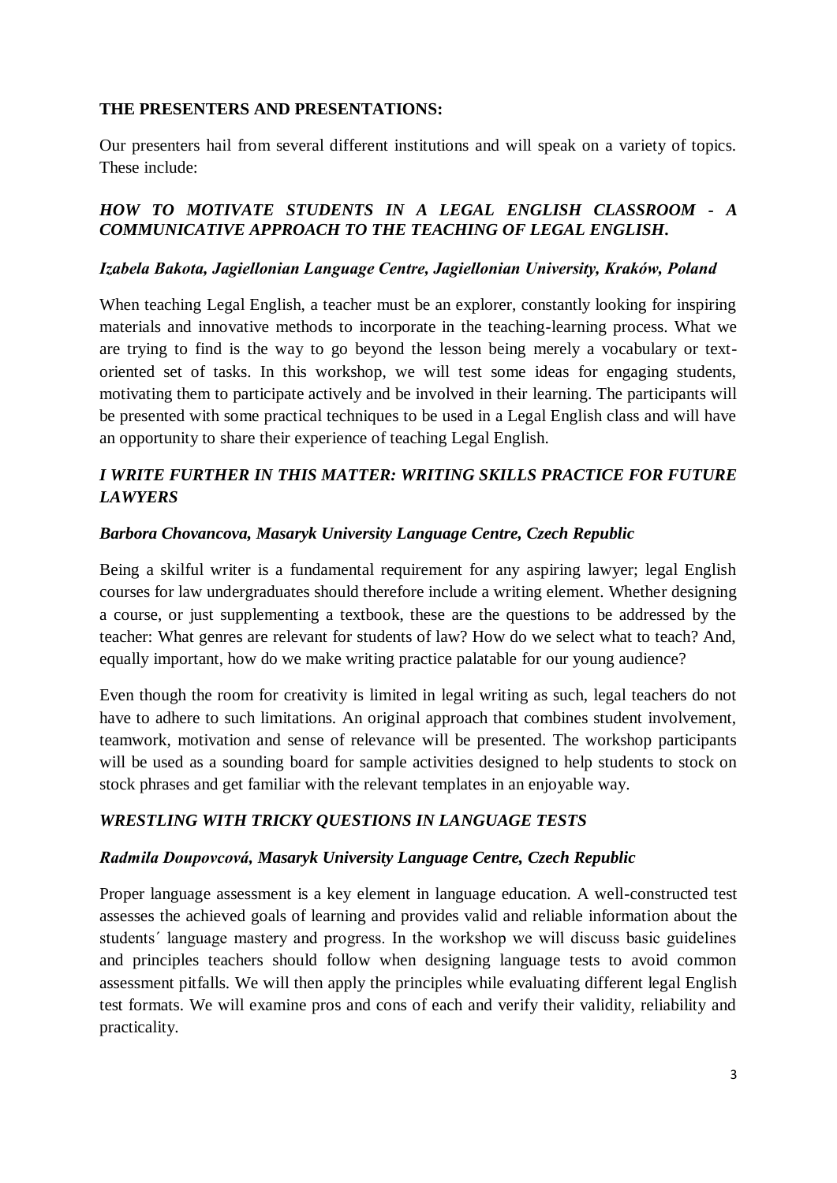**THE PRESENTERS AND PRESENTATIONS:**

Our presenters hail from several different institutions and will speak on a variety of topics. These include:

### *HOW TO MOTIVATE STUDENTS IN A LEGAL ENGLISH CLASSROOM - A COMMUNICATIVE APPROACH TO THE TEACHING OF LEGAL ENGLISH.*

***Izabela Bakota, Jagiellonian Language Centre, Jagiellonian University, Kraków, Poland***

When teaching Legal English, a teacher must be an explorer, constantly looking for inspiring materials and innovative methods to incorporate in the teaching-learning process. What we are trying to find is the way to go beyond the lesson being merely a vocabulary or text-oriented set of tasks. In this workshop, we will test some ideas for engaging students, motivating them to participate actively and be involved in their learning. The participants will be presented with some practical techniques to be used in a Legal English class and will have an opportunity to share their experience of teaching Legal English.

### *I WRITE FURTHER IN THIS MATTER: WRITING SKILLS PRACTICE FOR FUTURE LAWYERS*

***Barbora Chovancova, Masaryk University Language Centre, Czech Republic***

Being a skilful writer is a fundamental requirement for any aspiring lawyer; legal English courses for law undergraduates should therefore include a writing element. Whether designing a course, or just supplementing a textbook, these are the questions to be addressed by the teacher: What genres are relevant for students of law? How do we select what to teach? And, equally important, how do we make writing practice palatable for our young audience?

Even though the room for creativity is limited in legal writing as such, legal teachers do not have to adhere to such limitations. An original approach that combines student involvement, teamwork, motivation and sense of relevance will be presented. The workshop participants will be used as a sounding board for sample activities designed to help students to stock on stock phrases and get familiar with the relevant templates in an enjoyable way.

### *WRESTLING WITH TRICKY QUESTIONS IN LANGUAGE TESTS*

***Radmila Doupovcová, Masaryk University Language Centre, Czech Republic***

Proper language assessment is a key element in language education. A well-constructed test assesses the achieved goals of learning and provides valid and reliable information about the students´ language mastery and progress. In the workshop we will discuss basic guidelines and principles teachers should follow when designing language tests to avoid common assessment pitfalls. We will then apply the principles while evaluating different legal English test formats. We will examine pros and cons of each and verify their validity, reliability and practicality.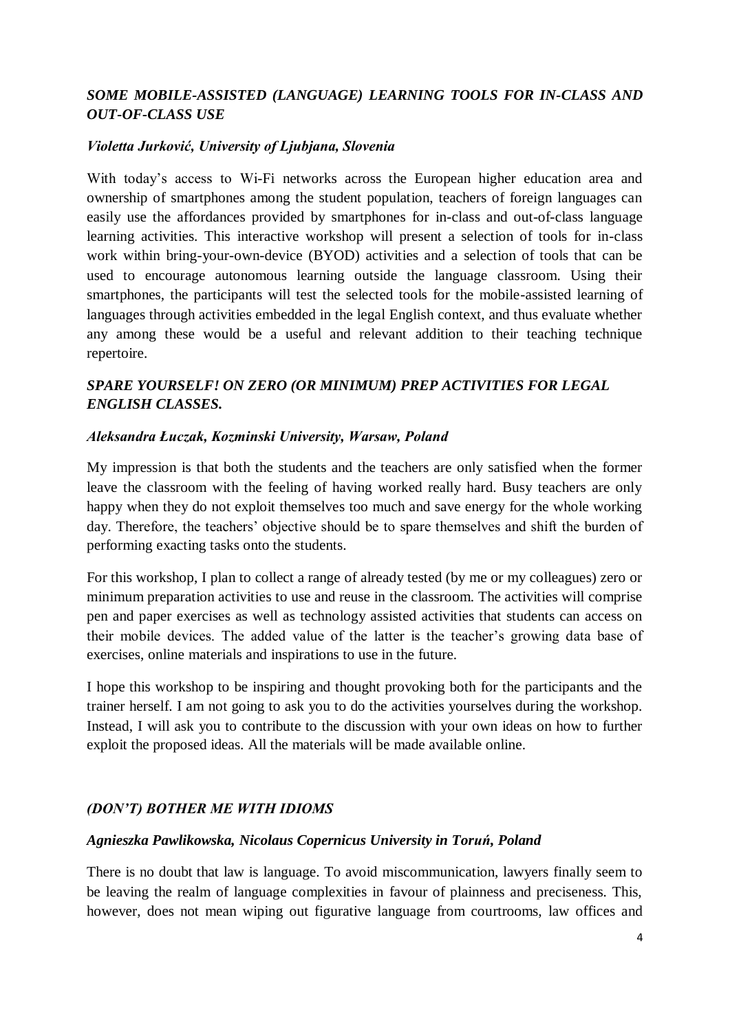### *SOME MOBILE-ASSISTED (LANGUAGE) LEARNING TOOLS FOR IN-CLASS AND OUT-OF-CLASS USE*

***Violetta Jurković, University of Ljubjana, Slovenia***

With today's access to Wi-Fi networks across the European higher education area and ownership of smartphones among the student population, teachers of foreign languages can easily use the affordances provided by smartphones for in-class and out-of-class language learning activities. This interactive workshop will present a selection of tools for in-class work within bring-your-own-device (BYOD) activities and a selection of tools that can be used to encourage autonomous learning outside the language classroom. Using their smartphones, the participants will test the selected tools for the mobile-assisted learning of languages through activities embedded in the legal English context, and thus evaluate whether any among these would be a useful and relevant addition to their teaching technique repertoire.

### *SPARE YOURSELF! ON ZERO (OR MINIMUM) PREP ACTIVITIES FOR LEGAL ENGLISH CLASSES.*

***Aleksandra Łuczak, Kozminski University, Warsaw, Poland***

My impression is that both the students and the teachers are only satisfied when the former leave the classroom with the feeling of having worked really hard. Busy teachers are only happy when they do not exploit themselves too much and save energy for the whole working day. Therefore, the teachers' objective should be to spare themselves and shift the burden of performing exacting tasks onto the students.

For this workshop, I plan to collect a range of already tested (by me or my colleagues) zero or minimum preparation activities to use and reuse in the classroom. The activities will comprise pen and paper exercises as well as technology assisted activities that students can access on their mobile devices. The added value of the latter is the teacher's growing data base of exercises, online materials and inspirations to use in the future.

I hope this workshop to be inspiring and thought provoking both for the participants and the trainer herself. I am not going to ask you to do the activities yourselves during the workshop. Instead, I will ask you to contribute to the discussion with your own ideas on how to further exploit the proposed ideas. All the materials will be made available online.

### *(DON'T) BOTHER ME WITH IDIOMS*

***Agnieszka Pawlikowska, Nicolaus Copernicus University in Toruń, Poland***

There is no doubt that law is language. To avoid miscommunication, lawyers finally seem to be leaving the realm of language complexities in favour of plainness and preciseness. This, however, does not mean wiping out figurative language from courtrooms, law offices and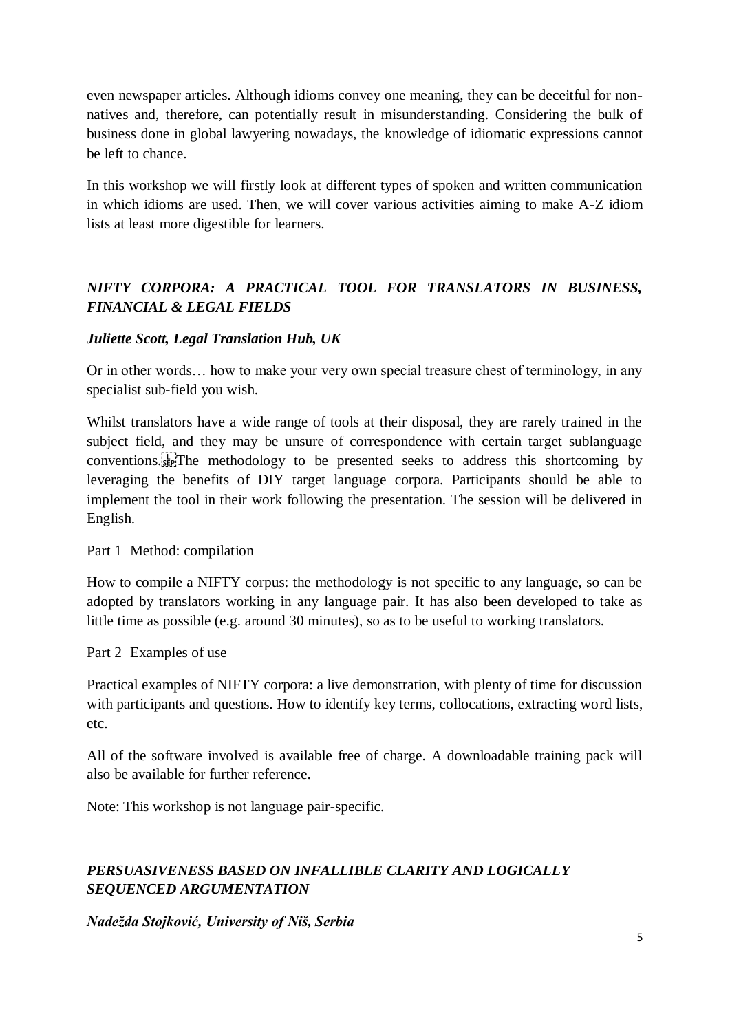even newspaper articles. Although idioms convey one meaning, they can be deceitful for non-natives and, therefore, can potentially result in misunderstanding. Considering the bulk of business done in global lawyering nowadays, the knowledge of idiomatic expressions cannot be left to chance.

In this workshop we will firstly look at different types of spoken and written communication in which idioms are used. Then, we will cover various activities aiming to make A-Z idiom lists at least more digestible for learners.

### *NIFTY CORPORA: A PRACTICAL TOOL FOR TRANSLATORS IN BUSINESS, FINANCIAL & LEGAL FIELDS*

***Juliette Scott, Legal Translation Hub, UK***

Or in other words… how to make your very own special treasure chest of terminology, in any specialist sub-field you wish.

Whilst translators have a wide range of tools at their disposal, they are rarely trained in the subject field, and they may be unsure of correspondence with certain target sublanguage conventions. The methodology to be presented seeks to address this shortcoming by leveraging the benefits of DIY target language corpora. Participants should be able to implement the tool in their work following the presentation. The session will be delivered in English.

Part 1 Method: compilation

How to compile a NIFTY corpus: the methodology is not specific to any language, so can be adopted by translators working in any language pair. It has also been developed to take as little time as possible (e.g. around 30 minutes), so as to be useful to working translators.

Part 2 Examples of use

Practical examples of NIFTY corpora: a live demonstration, with plenty of time for discussion with participants and questions. How to identify key terms, collocations, extracting word lists, etc.

All of the software involved is available free of charge. A downloadable training pack will also be available for further reference.

Note: This workshop is not language pair-specific.

### *PERSUASIVENESS BASED ON INFALLIBLE CLARITY AND LOGICALLY SEQUENCED ARGUMENTATION*

***Nadežda Stojković, University of Niš, Serbia***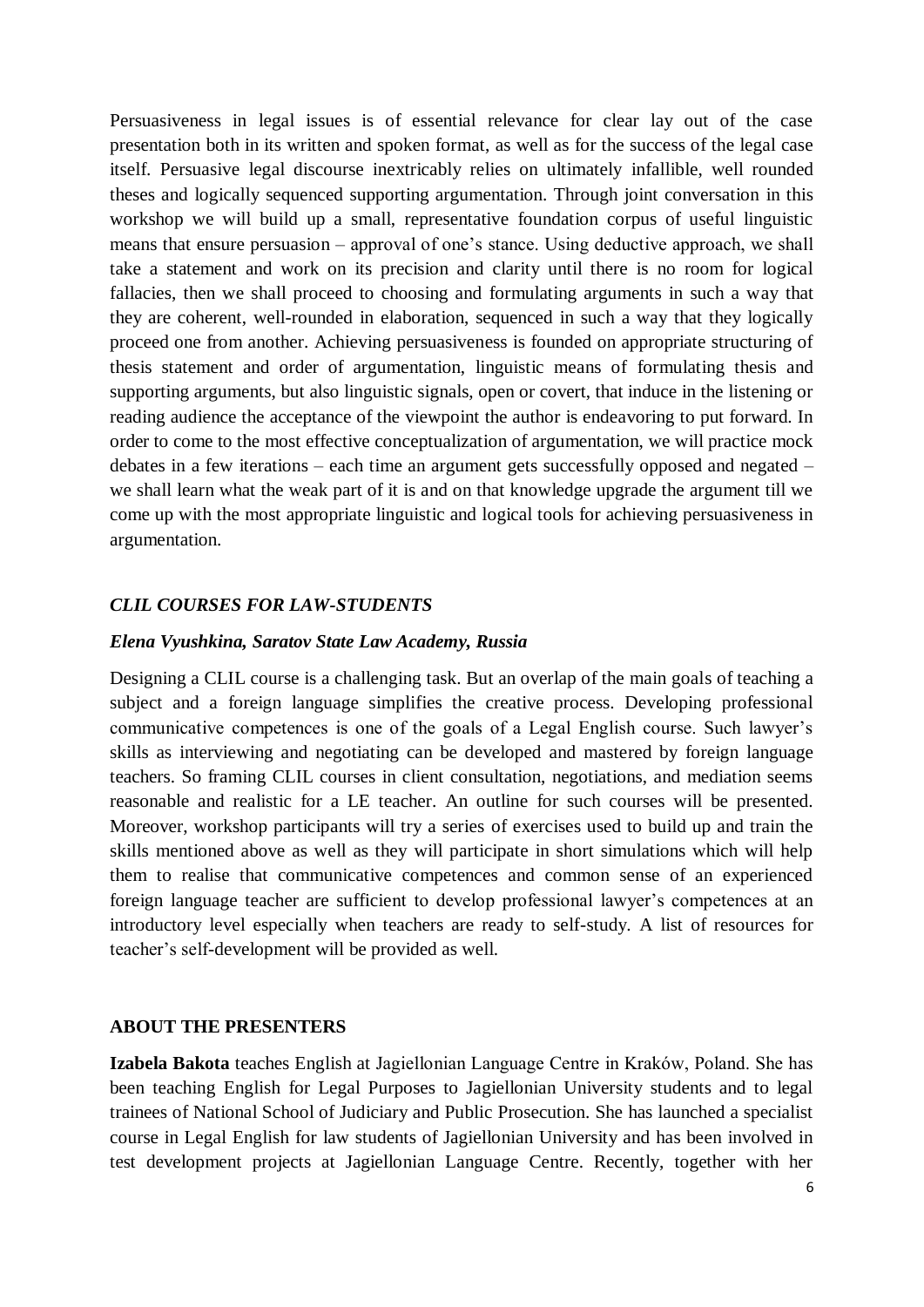Persuasiveness in legal issues is of essential relevance for clear lay out of the case presentation both in its written and spoken format, as well as for the success of the legal case itself. Persuasive legal discourse inextricably relies on ultimately infallible, well rounded theses and logically sequenced supporting argumentation. Through joint conversation in this workshop we will build up a small, representative foundation corpus of useful linguistic means that ensure persuasion – approval of one's stance. Using deductive approach, we shall take a statement and work on its precision and clarity until there is no room for logical fallacies, then we shall proceed to choosing and formulating arguments in such a way that they are coherent, well-rounded in elaboration, sequenced in such a way that they logically proceed one from another. Achieving persuasiveness is founded on appropriate structuring of thesis statement and order of argumentation, linguistic means of formulating thesis and supporting arguments, but also linguistic signals, open or covert, that induce in the listening or reading audience the acceptance of the viewpoint the author is endeavoring to put forward. In order to come to the most effective conceptualization of argumentation, we will practice mock debates in a few iterations – each time an argument gets successfully opposed and negated – we shall learn what the weak part of it is and on that knowledge upgrade the argument till we come up with the most appropriate linguistic and logical tools for achieving persuasiveness in argumentation.

### *CLIL COURSES FOR LAW-STUDENTS*

***Elena Vyushkina, Saratov State Law Academy, Russia***

Designing a CLIL course is a challenging task. But an overlap of the main goals of teaching a subject and a foreign language simplifies the creative process. Developing professional communicative competences is one of the goals of a Legal English course. Such lawyer's skills as interviewing and negotiating can be developed and mastered by foreign language teachers. So framing CLIL courses in client consultation, negotiations, and mediation seems reasonable and realistic for a LE teacher. An outline for such courses will be presented. Moreover, workshop participants will try a series of exercises used to build up and train the skills mentioned above as well as they will participate in short simulations which will help them to realise that communicative competences and common sense of an experienced foreign language teacher are sufficient to develop professional lawyer's competences at an introductory level especially when teachers are ready to self-study. A list of resources for teacher's self-development will be provided as well.

## ABOUT THE PRESENTERS

**Izabela Bakota** teaches English at Jagiellonian Language Centre in Kraków, Poland. She has been teaching English for Legal Purposes to Jagiellonian University students and to legal trainees of National School of Judiciary and Public Prosecution. She has launched a specialist course in Legal English for law students of Jagiellonian University and has been involved in test development projects at Jagiellonian Language Centre. Recently, together with her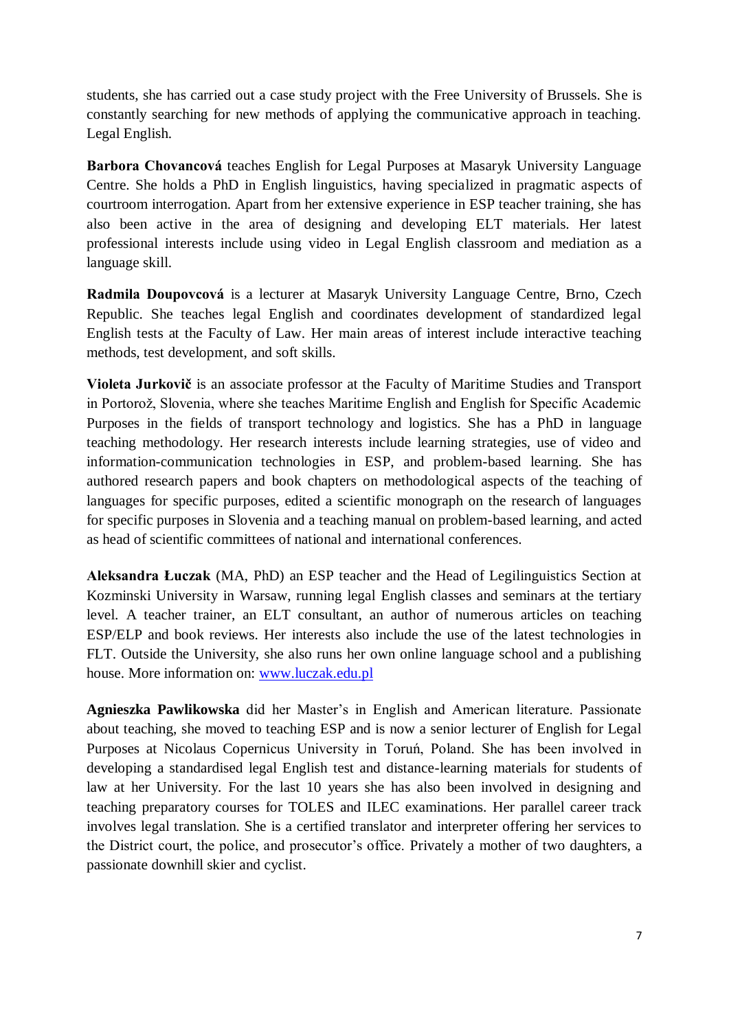students, she has carried out a case study project with the Free University of Brussels. She is constantly searching for new methods of applying the communicative approach in teaching. Legal English.

**Barbora Chovancová** teaches English for Legal Purposes at Masaryk University Language Centre. She holds a PhD in English linguistics, having specialized in pragmatic aspects of courtroom interrogation. Apart from her extensive experience in ESP teacher training, she has also been active in the area of designing and developing ELT materials. Her latest professional interests include using video in Legal English classroom and mediation as a language skill.

**Radmila Doupovcová** is a lecturer at Masaryk University Language Centre, Brno, Czech Republic. She teaches legal English and coordinates development of standardized legal English tests at the Faculty of Law. Her main areas of interest include interactive teaching methods, test development, and soft skills.

**Violeta Jurkovič** is an associate professor at the Faculty of Maritime Studies and Transport in Portorož, Slovenia, where she teaches Maritime English and English for Specific Academic Purposes in the fields of transport technology and logistics. She has a PhD in language teaching methodology. Her research interests include learning strategies, use of video and information-communication technologies in ESP, and problem-based learning. She has authored research papers and book chapters on methodological aspects of the teaching of languages for specific purposes, edited a scientific monograph on the research of languages for specific purposes in Slovenia and a teaching manual on problem-based learning, and acted as head of scientific committees of national and international conferences.

**Aleksandra Łuczak** (MA, PhD) an ESP teacher and the Head of Legilinguistics Section at Kozminski University in Warsaw, running legal English classes and seminars at the tertiary level. A teacher trainer, an ELT consultant, an author of numerous articles on teaching ESP/ELP and book reviews. Her interests also include the use of the latest technologies in FLT. Outside the University, she also runs her own online language school and a publishing house. More information on: [www.luczak.edu.pl](www.luczak.edu.pl)

**Agnieszka Pawlikowska** did her Master's in English and American literature. Passionate about teaching, she moved to teaching ESP and is now a senior lecturer of English for Legal Purposes at Nicolaus Copernicus University in Toruń, Poland. She has been involved in developing a standardised legal English test and distance-learning materials for students of law at her University. For the last 10 years she has also been involved in designing and teaching preparatory courses for TOLES and ILEC examinations. Her parallel career track involves legal translation. She is a certified translator and interpreter offering her services to the District court, the police, and prosecutor's office. Privately a mother of two daughters, a passionate downhill skier and cyclist.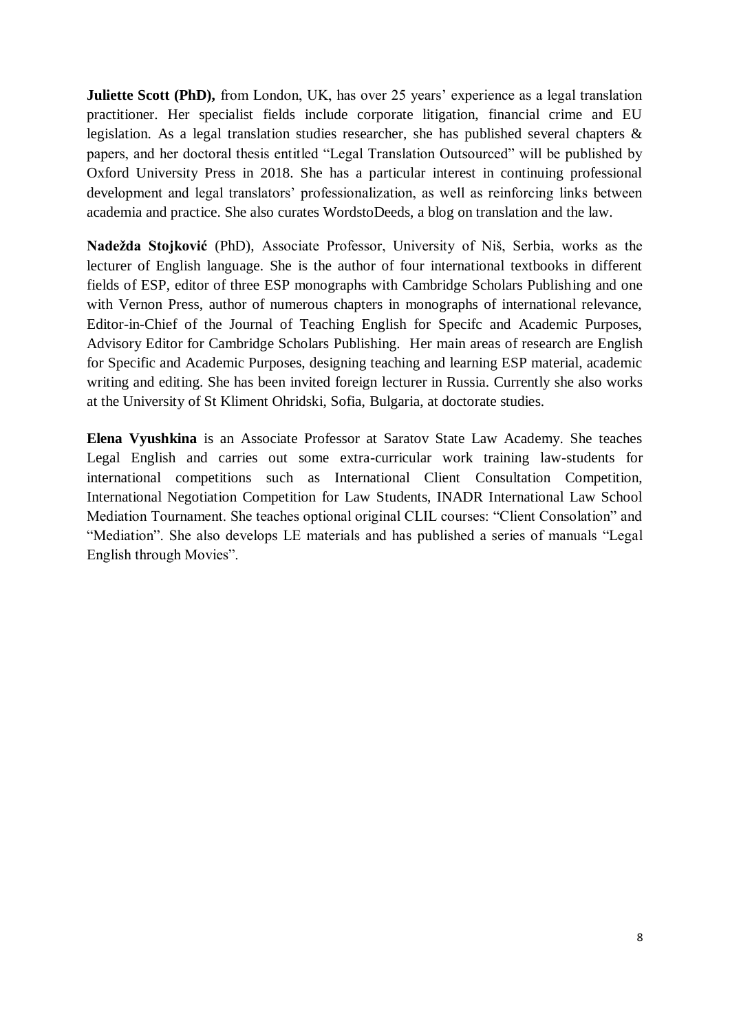**Juliette Scott (PhD),** from London, UK, has over 25 years' experience as a legal translation practitioner. Her specialist fields include corporate litigation, financial crime and EU legislation. As a legal translation studies researcher, she has published several chapters & papers, and her doctoral thesis entitled "Legal Translation Outsourced" will be published by Oxford University Press in 2018. She has a particular interest in continuing professional development and legal translators' professionalization, as well as reinforcing links between academia and practice. She also curates WordstoDeeds, a blog on translation and the law.

**Nadežda Stojković** (PhD), Associate Professor, University of Niš, Serbia, works as the lecturer of English language. She is the author of four international textbooks in different fields of ESP, editor of three ESP monographs with Cambridge Scholars Publishing and one with Vernon Press, author of numerous chapters in monographs of international relevance, Editor-in-Chief of the Journal of Teaching English for Specifc and Academic Purposes, Advisory Editor for Cambridge Scholars Publishing. Her main areas of research are English for Specific and Academic Purposes, designing teaching and learning ESP material, academic writing and editing. She has been invited foreign lecturer in Russia. Currently she also works at the University of St Kliment Ohridski, Sofia, Bulgaria, at doctorate studies.

**Elena Vyushkina** is an Associate Professor at Saratov State Law Academy. She teaches Legal English and carries out some extra-curricular work training law-students for international competitions such as International Client Consultation Competition, International Negotiation Competition for Law Students, INADR International Law School Mediation Tournament. She teaches optional original CLIL courses: "Client Consolation" and "Mediation". She also develops LE materials and has published a series of manuals "Legal English through Movies".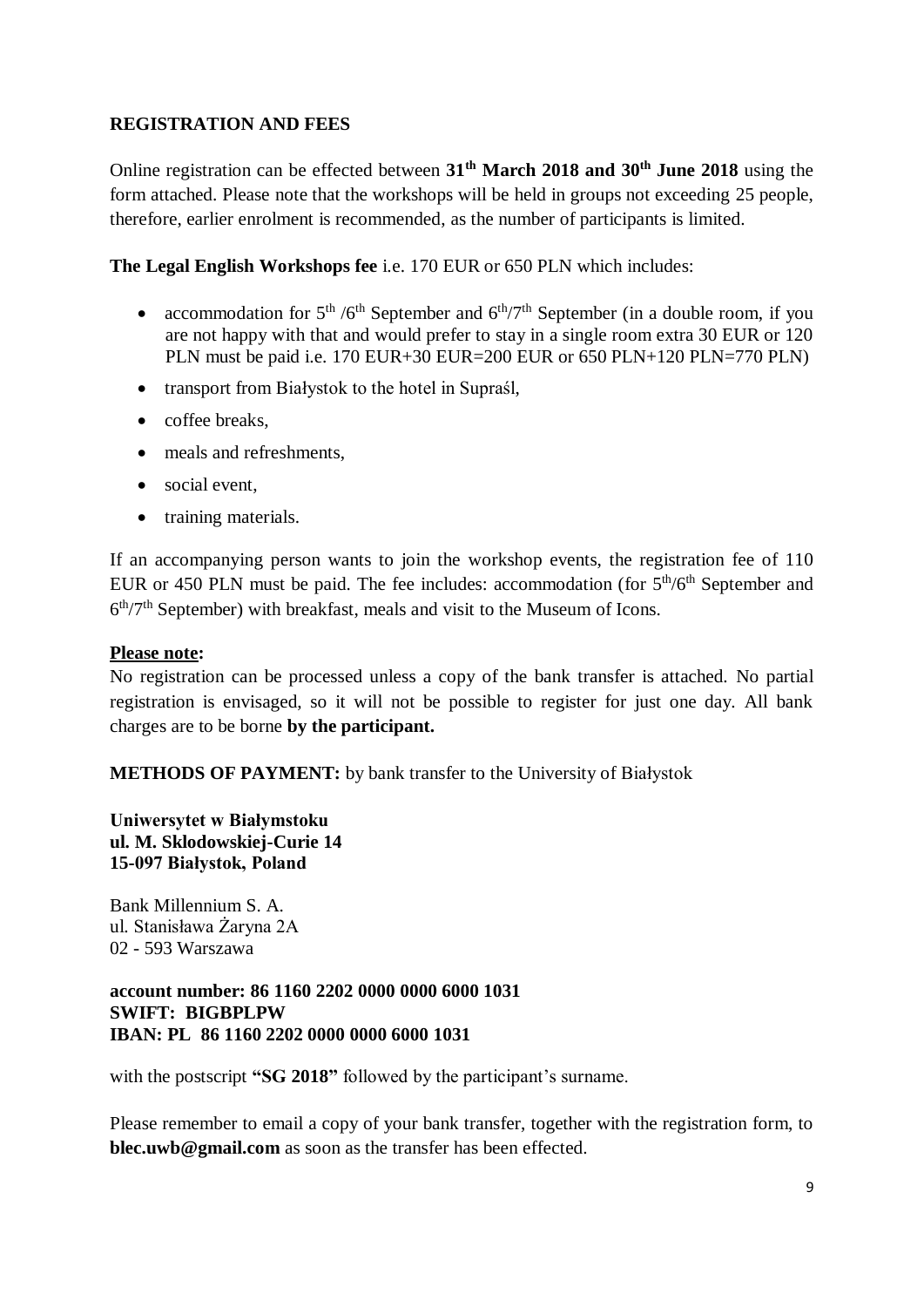## REGISTRATION AND FEES

Online registration can be effected between **31$^{th}$ March 2018 and 30$^{th}$ June 2018** using the form attached. Please note that the workshops will be held in groups not exceeding 25 people, therefore, earlier enrolment is recommended, as the number of participants is limited.

**The Legal English Workshops fee** i.e. 170 EUR or 650 PLN which includes:

- accommodation for 5$^{th}$ /6$^{th}$ September and 6$^{th}$/7$^{th}$ September (in a double room, if you are not happy with that and would prefer to stay in a single room extra 30 EUR or 120 PLN must be paid i.e. 170 EUR+30 EUR=200 EUR or 650 PLN+120 PLN=770 PLN)
- transport from Białystok to the hotel in Supraśl,
- coffee breaks,
- meals and refreshments,
- social event,
- training materials.

If an accompanying person wants to join the workshop events, the registration fee of 110 EUR or 450 PLN must be paid. The fee includes: accommodation (for 5$^{th}$/6$^{th}$ September and 6$^{th}$/7$^{th}$ September) with breakfast, meals and visit to the Museum of Icons.

**Please note:**
No registration can be processed unless a copy of the bank transfer is attached. No partial registration is envisaged, so it will not be possible to register for just one day. All bank charges are to be borne **by the participant.**

**METHODS OF PAYMENT:** by bank transfer to the University of Białystok

**Uniwersytet w Białymstoku**
**ul. M. Skłodowskiej-Curie 14**
**15-097 Białystok, Poland**

Bank Millennium S. A.
ul. Stanisława Żaryna 2A
02 - 593 Warszawa

**account number: 86 1160 2202 0000 0000 6000 1031**
**SWIFT: BIGBPLPW**
**IBAN: PL 86 1160 2202 0000 0000 6000 1031**

with the postscript **"SG 2018"** followed by the participant's surname.

Please remember to email a copy of your bank transfer, together with the registration form, to **blec.uwb@gmail.com** as soon as the transfer has been effected.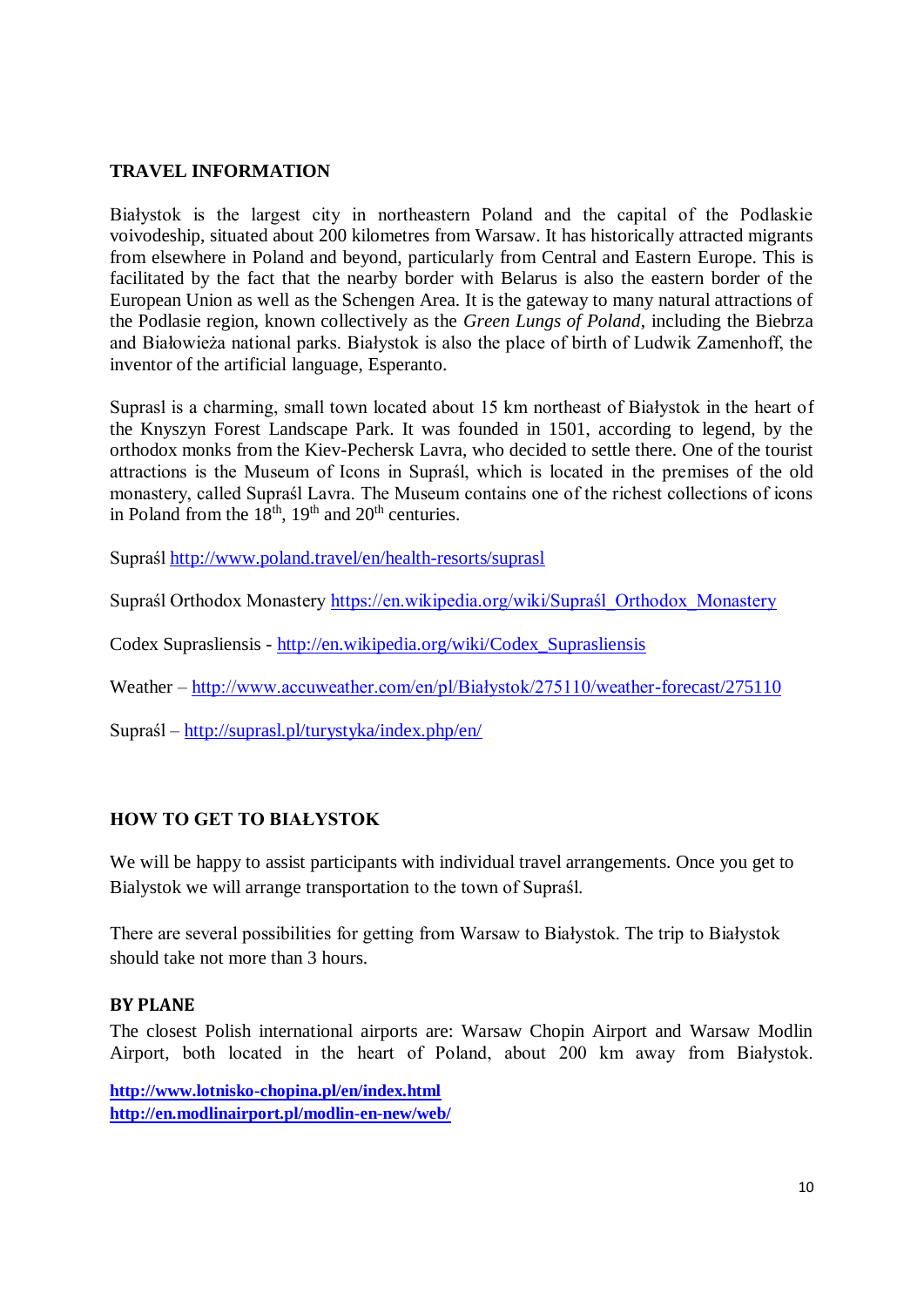## TRAVEL INFORMATION

Białystok is the largest city in northeastern Poland and the capital of the Podlaskie voivodeship, situated about 200 kilometres from Warsaw. It has historically attracted migrants from elsewhere in Poland and beyond, particularly from Central and Eastern Europe. This is facilitated by the fact that the nearby border with Belarus is also the eastern border of the European Union as well as the Schengen Area. It is the gateway to many natural attractions of the Podlasie region, known collectively as the *Green Lungs of Poland*, including the Biebrza and Białowieża national parks. Białystok is also the place of birth of Ludwik Zamenhoff, the inventor of the artificial language, Esperanto.

Suprasl is a charming, small town located about 15 km northeast of Białystok in the heart of the Knyszyn Forest Landscape Park. It was founded in 1501, according to legend, by the orthodox monks from the Kiev-Pechersk Lavra, who decided to settle there. One of the tourist attractions is the Museum of Icons in Supraśl, which is located in the premises of the old monastery, called Supraśl Lavra. The Museum contains one of the richest collections of icons in Poland from the 18th, 19th and 20th centuries.

Supraśl http://www.poland.travel/en/health-resorts/suprasl

Supraśl Orthodox Monastery https://en.wikipedia.org/wiki/Supraśl_Orthodox_Monastery

Codex Suprasliensis - http://en.wikipedia.org/wiki/Codex_Suprasliensis

Weather – http://www.accuweather.com/en/pl/Białystok/275110/weather-forecast/275110

Supraśl – http://suprasl.pl/turystyka/index.php/en/

## HOW TO GET TO BIAŁYSTOK

We will be happy to assist participants with individual travel arrangements. Once you get to Bialystok we will arrange transportation to the town of Supraśl.

There are several possibilities for getting from Warsaw to Białystok. The trip to Białystok should take not more than 3 hours.

### BY PLANE

The closest Polish international airports are: Warsaw Chopin Airport and Warsaw Modlin Airport, both located in the heart of Poland, about 200 km away from Białystok.

**http://www.lotnisko-chopina.pl/en/index.html**
**http://en.modlinairport.pl/modlin-en-new/web/**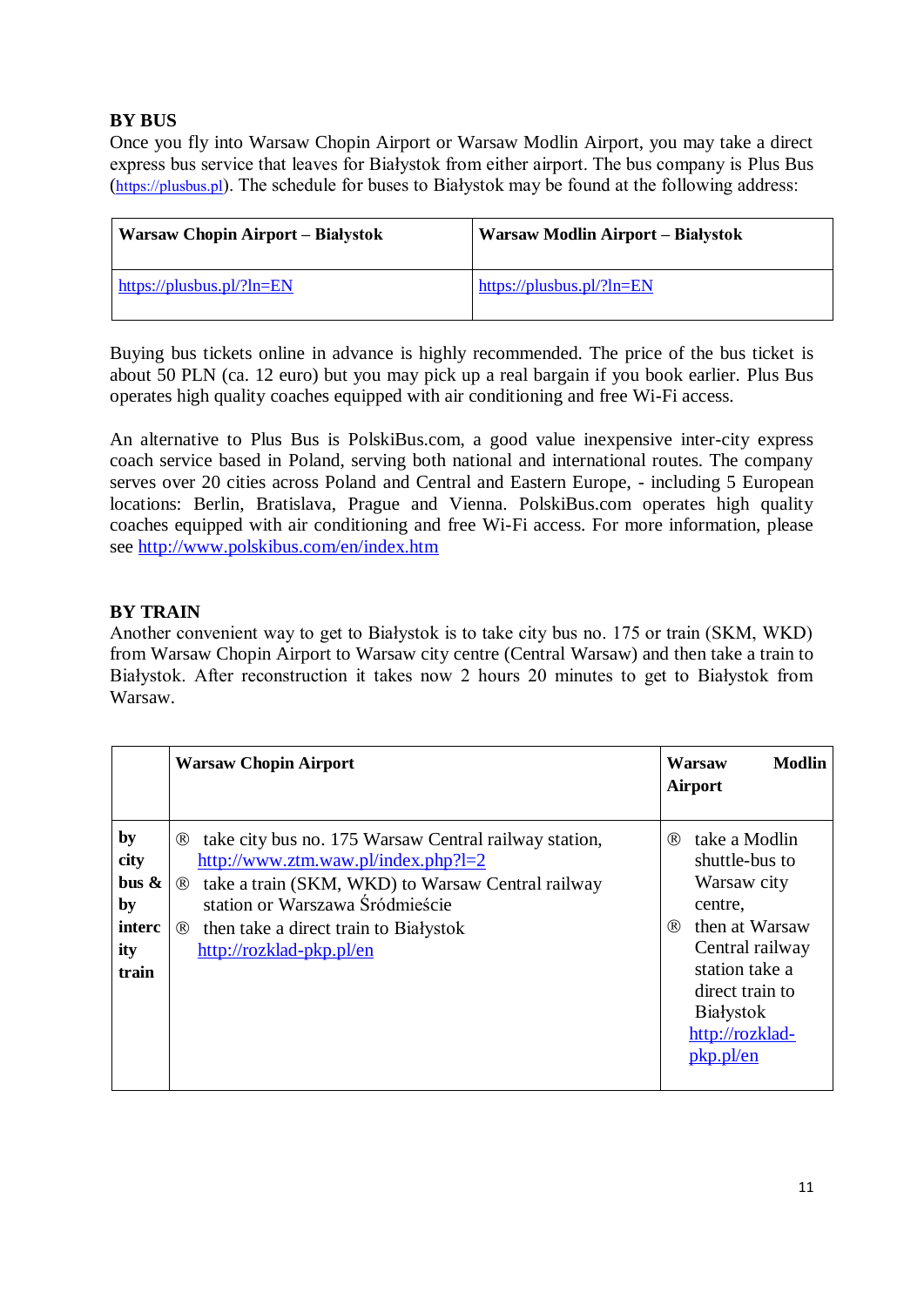**BY BUS**

Once you fly into Warsaw Chopin Airport or Warsaw Modlin Airport, you may take a direct express bus service that leaves for Białystok from either airport. The bus company is Plus Bus (https://plusbus.pl). The schedule for buses to Białystok may be found at the following address:

| Warsaw Chopin Airport – Białystok | Warsaw Modlin Airport – Białystok |
|---|---|
| https://plusbus.pl/?ln=EN | https://plusbus.pl/?ln=EN |

Buying bus tickets online in advance is highly recommended. The price of the bus ticket is about 50 PLN (ca. 12 euro) but you may pick up a real bargain if you book earlier. Plus Bus operates high quality coaches equipped with air conditioning and free Wi-Fi access.

An alternative to Plus Bus is PolskiBus.com, a good value inexpensive inter-city express coach service based in Poland, serving both national and international routes. The company serves over 20 cities across Poland and Central and Eastern Europe, - including 5 European locations: Berlin, Bratislava, Prague and Vienna. PolskiBus.com operates high quality coaches equipped with air conditioning and free Wi-Fi access. For more information, please see http://www.polskibus.com/en/index.htm

**BY TRAIN**

Another convenient way to get to Białystok is to take city bus no. 175 or train (SKM, WKD) from Warsaw Chopin Airport to Warsaw city centre (Central Warsaw) and then take a train to Białystok. After reconstruction it takes now 2 hours 20 minutes to get to Białystok from Warsaw.

| | Warsaw Chopin Airport | Warsaw Modlin Airport |
|---|---|---|
| by city bus & by intercity train | ® take city bus no. 175 Warsaw Central railway station, http://www.ztm.waw.pl/index.php?l=2<br>® take a train (SKM, WKD) to Warsaw Central railway station or Warszawa Śródmieście<br>® then take a direct train to Białystok http://rozklad-pkp.pl/en | ® take a Modlin shuttle-bus to Warsaw city centre,<br>® then at Warsaw Central railway station take a direct train to Białystok http://rozklad-pkp.pl/en |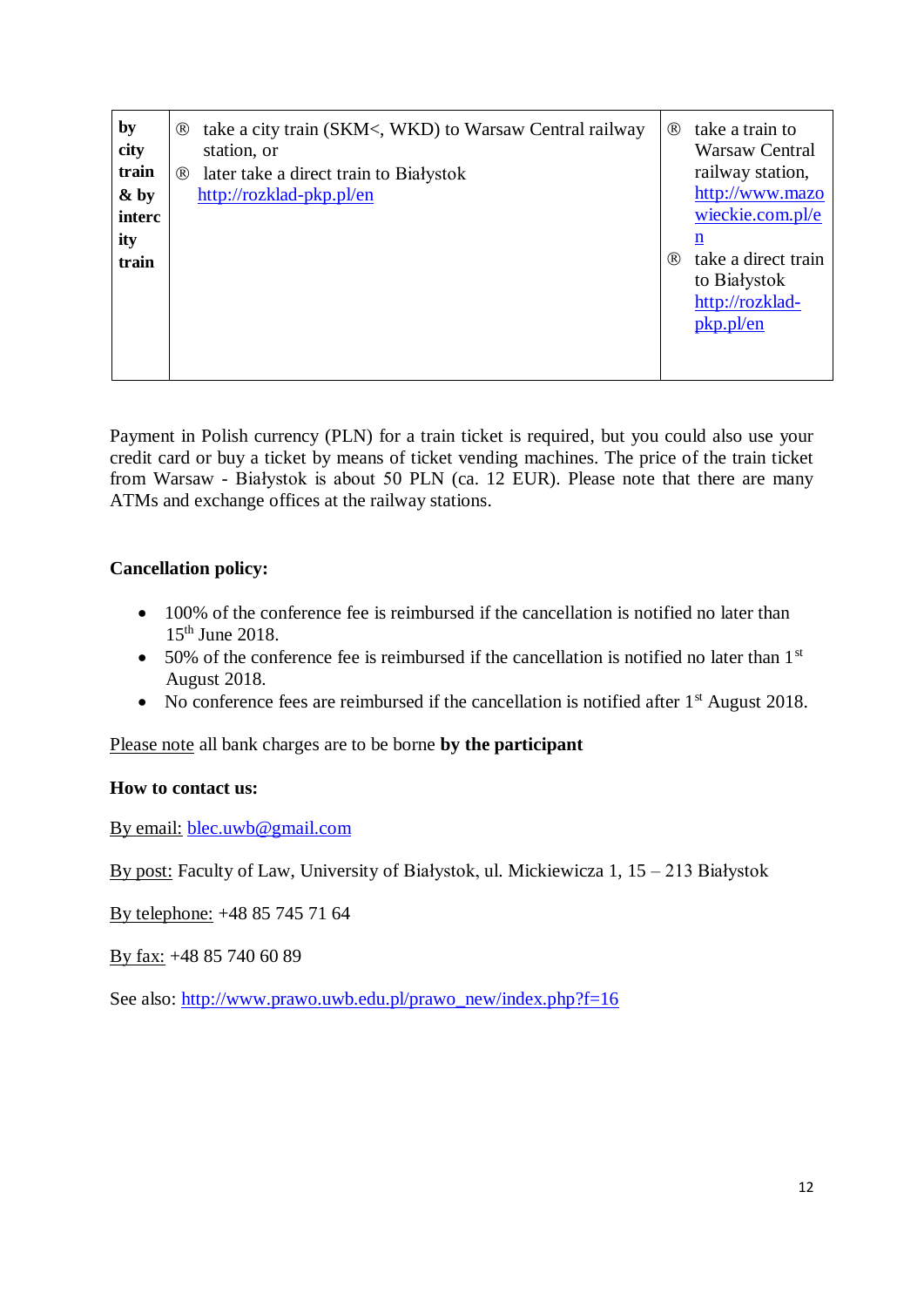| | | |
|---|---|---|
| **by city train & by intercity train** | ® take a city train (SKM<, WKD) to Warsaw Central railway station, or<br>® later take a direct train to Białystok [http://rozklad-pkp.pl/en](http://rozklad-pkp.pl/en) | ® take a train to Warsaw Central railway station, [http://www.mazowieckie.com.pl/en](http://www.mazowieckie.com.pl/en)<br>® take a direct train to Białystok [http://rozklad-pkp.pl/en](http://rozklad-pkp.pl/en) |

Payment in Polish currency (PLN) for a train ticket is required, but you could also use your credit card or buy a ticket by means of ticket vending machines. The price of the train ticket from Warsaw - Białystok is about 50 PLN (ca. 12 EUR). Please note that there are many ATMs and exchange offices at the railway stations.

**Cancellation policy:**

- 100% of the conference fee is reimbursed if the cancellation is notified no later than 15th June 2018.
- 50% of the conference fee is reimbursed if the cancellation is notified no later than 1st August 2018.
- No conference fees are reimbursed if the cancellation is notified after 1st August 2018.

Please note all bank charges are to be borne **by the participant**

**How to contact us:**

By email: [blec.uwb@gmail.com](mailto:blec.uwb@gmail.com)

By post: Faculty of Law, University of Białystok, ul. Mickiewicza 1, 15 – 213 Białystok

By telephone: +48 85 745 71 64

By fax: +48 85 740 60 89

See also: [http://www.prawo.uwb.edu.pl/prawo_new/index.php?f=16](http://www.prawo.uwb.edu.pl/prawo_new/index.php?f=16)